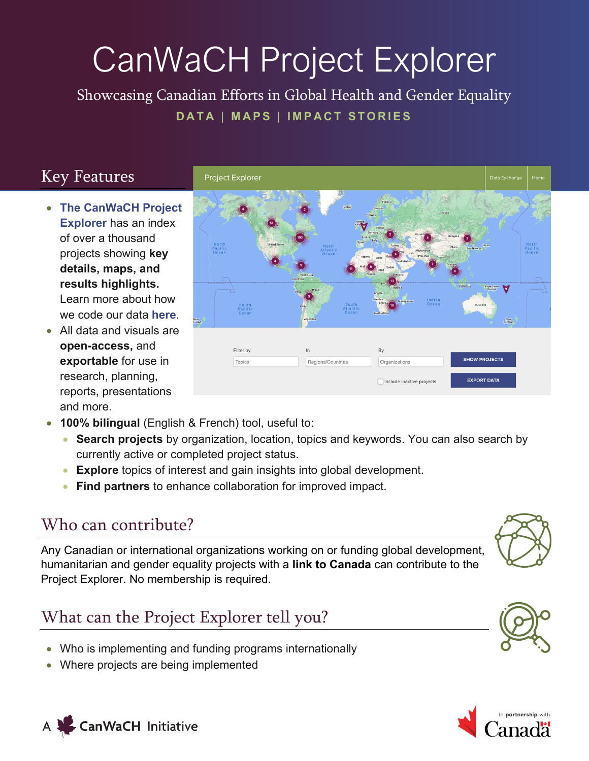# CanWaCH Project Explorer

Showcasing Canadian Efforts in Global Health and Gender Equality

DATA | MAPS | IMPACT STORIES

## Key Features

- **The CanWaCH Project Explorer** has an index of over a thousand projects showing **key details, maps, and results highlights.** Learn more about how we code our data **here**.
- All data and visuals are **open-access,** and **exportable** for use in research, planning, reports, presentations and more.
- **100% bilingual** (English & French) tool, useful to:
  - **Search projects** by organization, location, topics and keywords. You can also search by currently active or completed project status.
  - **Explore** topics of interest and gain insights into global development.
  - **Find partners** to enhance collaboration for improved impact.

## Who can contribute?

Any Canadian or international organizations working on or funding global development, humanitarian and gender equality projects with a **link to Canada** can contribute to the Project Explorer. No membership is required.

## What can the Project Explorer tell you?

- Who is implementing and funding programs internationally
- Where projects are being implemented

A CanWaCH Initiative

In partnership with Canada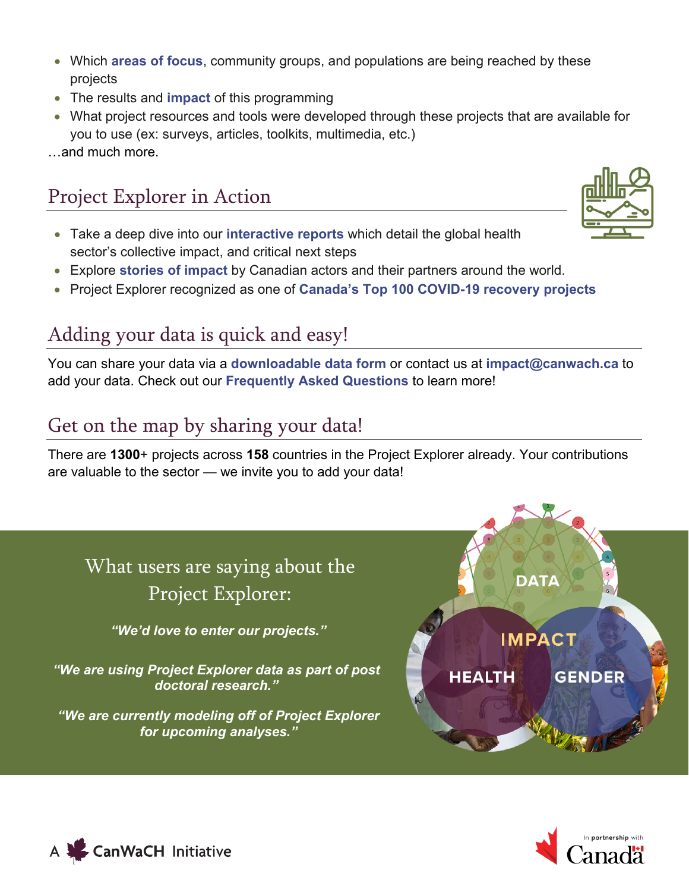- Which **areas of focus**, community groups, and populations are being reached by these projects
- The results and **impact** of this programming
- What project resources and tools were developed through these projects that are available for you to use (ex: surveys, articles, toolkits, multimedia, etc.)

…and much more.

## Project Explorer in Action

- Take a deep dive into our **interactive reports** which detail the global health sector's collective impact, and critical next steps
- Explore **stories of impact** by Canadian actors and their partners around the world.
- Project Explorer recognized as one of **Canada's Top 100 COVID-19 recovery projects**

## Adding your data is quick and easy!

You can share your data via a **downloadable data form** or contact us at **impact@canwach.ca** to add your data. Check out our **Frequently Asked Questions** to learn more!

## Get on the map by sharing your data!

There are **1300**+ projects across **158** countries in the Project Explorer already. Your contributions are valuable to the sector — we invite you to add your data!

### What users are saying about the Project Explorer:

***"We'd love to enter our projects."***

***"We are using Project Explorer data as part of post doctoral research."***

***"We are currently modeling off of Project Explorer for upcoming analyses."***

DATA
IMPACT
HEALTH
GENDER

A CanWaCH Initiative

In partnership with Canada